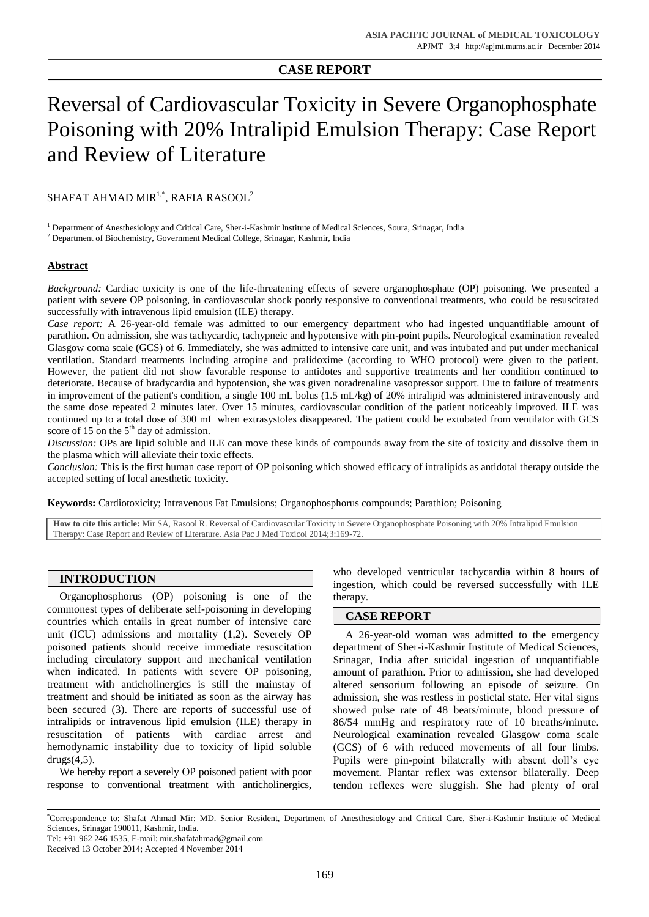**CASE REPORT**

# Reversal of Cardiovascular Toxicity in Severe Organophosphate Poisoning with 20% Intralipid Emulsion Therapy: Case Report and Review of Literature

SHAFAT AHMAD MIR[1,*], RAFIA RASOOL[2]

[1] Department of Anesthesiology and Critical Care, Sher-i-Kashmir Institute of Medical Sciences, Soura, Srinagar, India

[2] Department of Biochemistry, Government Medical College, Srinagar, Kashmir, India

## Abstract

*Background:* Cardiac toxicity is one of the life-threatening effects of severe organophosphate (OP) poisoning. We presented a patient with severe OP poisoning, in cardiovascular shock poorly responsive to conventional treatments, who could be resuscitated successfully with intravenous lipid emulsion (ILE) therapy.

*Case report:* A 26-year-old female was admitted to our emergency department who had ingested unquantifiable amount of parathion. On admission, she was tachycardic, tachypneic and hypotensive with pin-point pupils. Neurological examination revealed Glasgow coma scale (GCS) of 6. Immediately, she was admitted to intensive care unit, and was intubated and put under mechanical ventilation. Standard treatments including atropine and pralidoxime (according to WHO protocol) were given to the patient. However, the patient did not show favorable response to antidotes and supportive treatments and her condition continued to deteriorate. Because of bradycardia and hypotension, she was given noradrenaline vasopressor support. Due to failure of treatments in improvement of the patient's condition, a single 100 mL bolus (1.5 mL/kg) of 20% intralipid was administered intravenously and the same dose repeated 2 minutes later. Over 15 minutes, cardiovascular condition of the patient noticeably improved. ILE was continued up to a total dose of 300 mL when extrasystoles disappeared. The patient could be extubated from ventilator with GCS score of 15 on the 5th day of admission.

*Discussion:* OPs are lipid soluble and ILE can move these kinds of compounds away from the site of toxicity and dissolve them in the plasma which will alleviate their toxic effects.

*Conclusion:* This is the first human case report of OP poisoning which showed efficacy of intralipids as antidotal therapy outside the accepted setting of local anesthetic toxicity.

**Keywords:** Cardiotoxicity; Intravenous Fat Emulsions; Organophosphorus compounds; Parathion; Poisoning

**How to cite this article:** Mir SA, Rasool R. Reversal of Cardiovascular Toxicity in Severe Organophosphate Poisoning with 20% Intralipid Emulsion Therapy: Case Report and Review of Literature. Asia Pac J Med Toxicol 2014;3:169-72.

## INTRODUCTION

Organophosphorus (OP) poisoning is one of the commonest types of deliberate self-poisoning in developing countries which entails in great number of intensive care unit (ICU) admissions and mortality (1,2). Severely OP poisoned patients should receive immediate resuscitation including circulatory support and mechanical ventilation when indicated. In patients with severe OP poisoning, treatment with anticholinergics is still the mainstay of treatment and should be initiated as soon as the airway has been secured (3). There are reports of successful use of intralipids or intravenous lipid emulsion (ILE) therapy in resuscitation of patients with cardiac arrest and hemodynamic instability due to toxicity of lipid soluble drugs(4,5).

We hereby report a severely OP poisoned patient with poor response to conventional treatment with anticholinergics, who developed ventricular tachycardia within 8 hours of ingestion, which could be reversed successfully with ILE therapy.

## CASE REPORT

A 26-year-old woman was admitted to the emergency department of Sher-i-Kashmir Institute of Medical Sciences, Srinagar, India after suicidal ingestion of unquantifiable amount of parathion. Prior to admission, she had developed altered sensorium following an episode of seizure. On admission, she was restless in postictal state. Her vital signs showed pulse rate of 48 beats/minute, blood pressure of 86/54 mmHg and respiratory rate of 10 breaths/minute. Neurological examination revealed Glasgow coma scale (GCS) of 6 with reduced movements of all four limbs. Pupils were pin-point bilaterally with absent doll's eye movement. Plantar reflex was extensor bilaterally. Deep tendon reflexes were sluggish. She had plenty of oral

*Correspondence to: Shafat Ahmad Mir; MD. Senior Resident, Department of Anesthesiology and Critical Care, Sher-i-Kashmir Institute of Medical Sciences, Srinagar 190011, Kashmir, India.

Tel: +91 962 246 1535, E-mail: mir.shafatahmad@gmail.com

Received 13 October 2014; Accepted 4 November 2014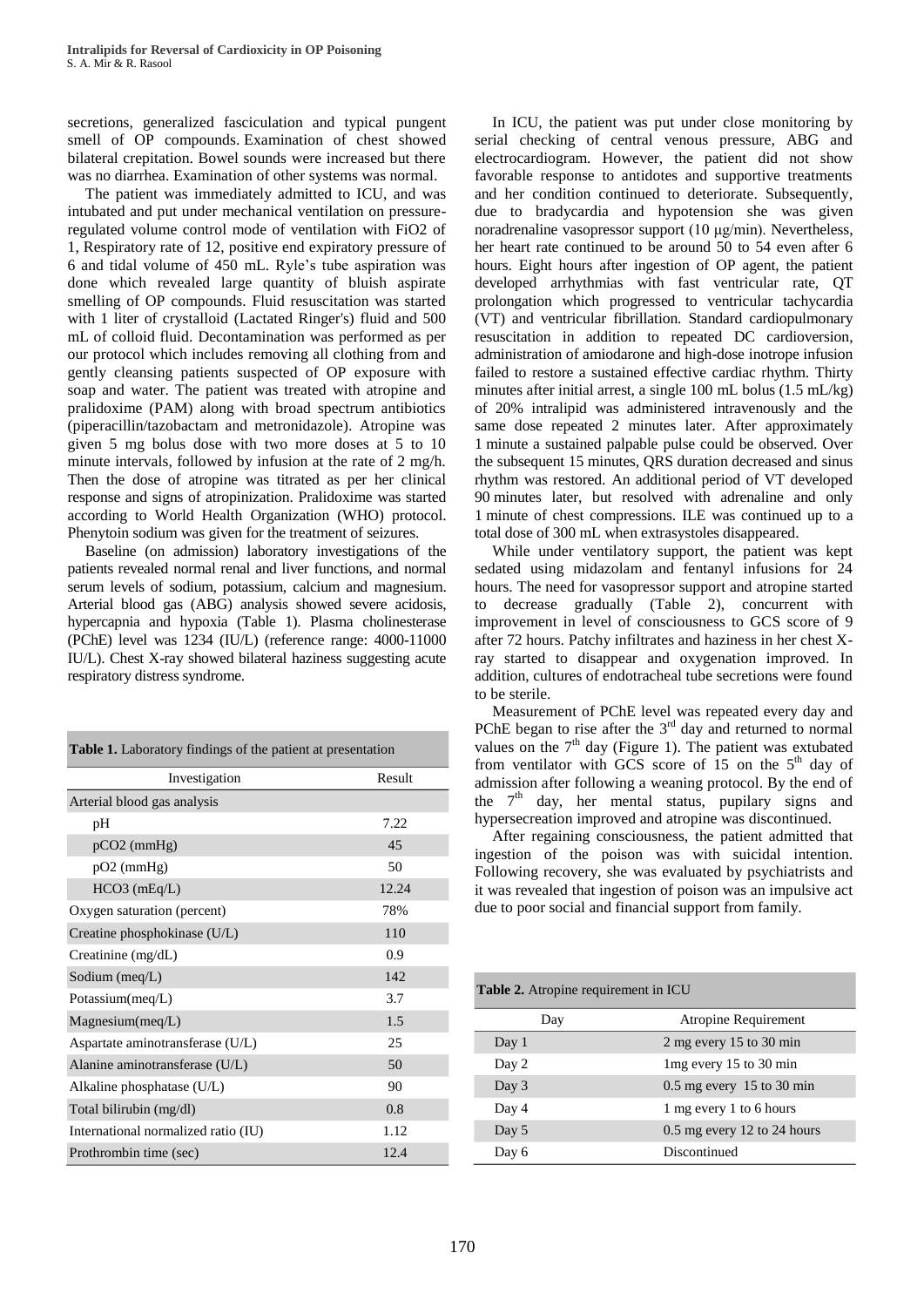secretions, generalized fasciculation and typical pungent smell of OP compounds. Examination of chest showed bilateral crepitation. Bowel sounds were increased but there was no diarrhea. Examination of other systems was normal.

The patient was immediately admitted to ICU, and was intubated and put under mechanical ventilation on pressure-regulated volume control mode of ventilation with FiO2 of 1, Respiratory rate of 12, positive end expiratory pressure of 6 and tidal volume of 450 mL. Ryle's tube aspiration was done which revealed large quantity of bluish aspirate smelling of OP compounds. Fluid resuscitation was started with 1 liter of crystalloid (Lactated Ringer's) fluid and 500 mL of colloid fluid. Decontamination was performed as per our protocol which includes removing all clothing from and gently cleansing patients suspected of OP exposure with soap and water. The patient was treated with atropine and pralidoxime (PAM) along with broad spectrum antibiotics (piperacillin/tazobactam and metronidazole). Atropine was given 5 mg bolus dose with two more doses at 5 to 10 minute intervals, followed by infusion at the rate of 2 mg/h. Then the dose of atropine was titrated as per her clinical response and signs of atropinization. Pralidoxime was started according to World Health Organization (WHO) protocol. Phenytoin sodium was given for the treatment of seizures.

Baseline (on admission) laboratory investigations of the patients revealed normal renal and liver functions, and normal serum levels of sodium, potassium, calcium and magnesium. Arterial blood gas (ABG) analysis showed severe acidosis, hypercapnia and hypoxia (Table 1). Plasma cholinesterase (PChE) level was 1234 (IU/L) (reference range: 4000-11000 IU/L). Chest X-ray showed bilateral haziness suggesting acute respiratory distress syndrome.

**Table 1.** Laboratory findings of the patient at presentation

| Investigation | Result |
|---|---|
| Arterial blood gas analysis | |
| pH | 7.22 |
| pCO2 (mmHg) | 45 |
| pO2 (mmHg) | 50 |
| HCO3 (mEq/L) | 12.24 |
| Oxygen saturation (percent) | 78% |
| Creatine phosphokinase (U/L) | 110 |
| Creatinine (mg/dL) | 0.9 |
| Sodium (meq/L) | 142 |
| Potassium(meq/L) | 3.7 |
| Magnesium(meq/L) | 1.5 |
| Aspartate aminotransferase (U/L) | 25 |
| Alanine aminotransferase (U/L) | 50 |
| Alkaline phosphatase (U/L) | 90 |
| Total bilirubin (mg/dl) | 0.8 |
| International normalized ratio (IU) | 1.12 |
| Prothrombin time (sec) | 12.4 |

In ICU, the patient was put under close monitoring by serial checking of central venous pressure, ABG and electrocardiogram. However, the patient did not show favorable response to antidotes and supportive treatments and her condition continued to deteriorate. Subsequently, due to bradycardia and hypotension she was given noradrenaline vasopressor support (10 μg/min). Nevertheless, her heart rate continued to be around 50 to 54 even after 6 hours. Eight hours after ingestion of OP agent, the patient developed arrhythmias with fast ventricular rate, QT prolongation which progressed to ventricular tachycardia (VT) and ventricular fibrillation. Standard cardiopulmonary resuscitation in addition to repeated DC cardioversion, administration of amiodarone and high-dose inotrope infusion failed to restore a sustained effective cardiac rhythm. Thirty minutes after initial arrest, a single 100 mL bolus (1.5 mL/kg) of 20% intralipid was administered intravenously and the same dose repeated 2 minutes later. After approximately 1 minute a sustained palpable pulse could be observed. Over the subsequent 15 minutes, QRS duration decreased and sinus rhythm was restored. An additional period of VT developed 90 minutes later, but resolved with adrenaline and only 1 minute of chest compressions. ILE was continued up to a total dose of 300 mL when extrasystoles disappeared.

While under ventilatory support, the patient was kept sedated using midazolam and fentanyl infusions for 24 hours. The need for vasopressor support and atropine started to decrease gradually (Table 2), concurrent with improvement in level of consciousness to GCS score of 9 after 72 hours. Patchy infiltrates and haziness in her chest X-ray started to disappear and oxygenation improved. In addition, cultures of endotracheal tube secretions were found to be sterile.

Measurement of PChE level was repeated every day and PChE began to rise after the 3rd day and returned to normal values on the 7th day (Figure 1). The patient was extubated from ventilator with GCS score of 15 on the 5th day of admission after following a weaning protocol. By the end of the 7th day, her mental status, pupilary signs and hypersecreation improved and atropine was discontinued.

After regaining consciousness, the patient admitted that ingestion of the poison was with suicidal intention. Following recovery, she was evaluated by psychiatrists and it was revealed that ingestion of poison was an impulsive act due to poor social and financial support from family.

**Table 2.** Atropine requirement in ICU

| Day | Atropine Requirement |
|---|---|
| Day 1 | 2 mg every 15 to 30 min |
| Day 2 | 1mg every 15 to 30 min |
| Day 3 | 0.5 mg every 15 to 30 min |
| Day 4 | 1 mg every 1 to 6 hours |
| Day 5 | 0.5 mg every 12 to 24 hours |
| Day 6 | Discontinued |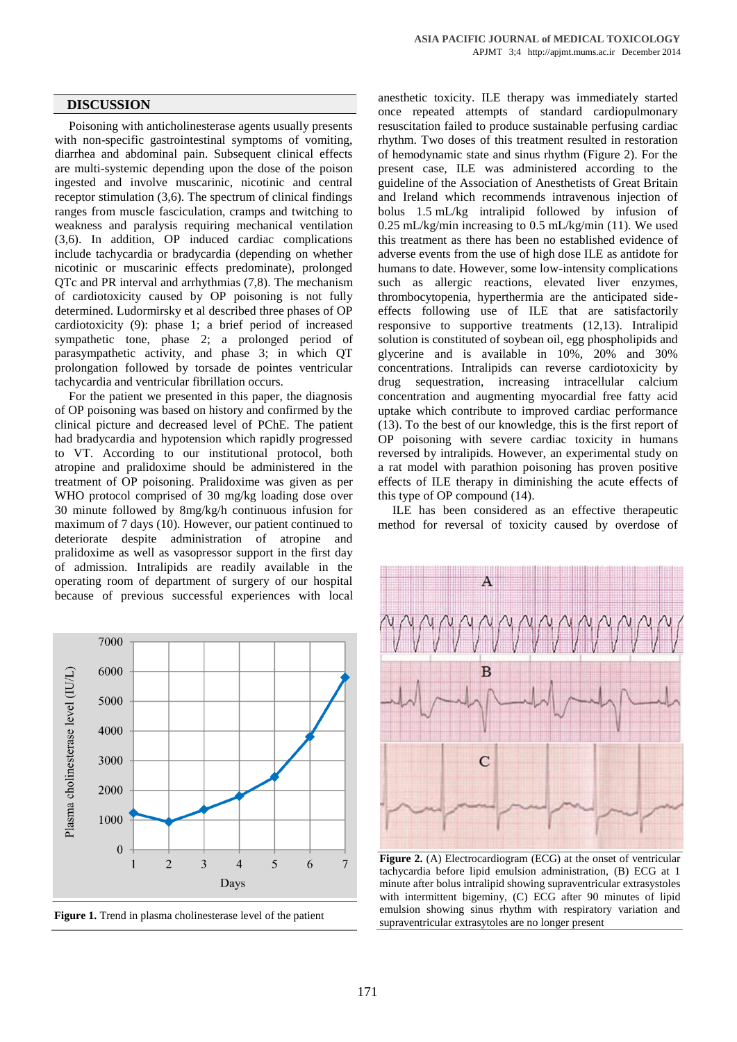## DISCUSSION

Poisoning with anticholinesterase agents usually presents with non-specific gastrointestinal symptoms of vomiting, diarrhea and abdominal pain. Subsequent clinical effects are multi-systemic depending upon the dose of the poison ingested and involve muscarinic, nicotinic and central receptor stimulation (3,6). The spectrum of clinical findings ranges from muscle fasciculation, cramps and twitching to weakness and paralysis requiring mechanical ventilation (3,6). In addition, OP induced cardiac complications include tachycardia or bradycardia (depending on whether nicotinic or muscarinic effects predominate), prolonged QTc and PR interval and arrhythmias (7,8). The mechanism of cardiotoxicity caused by OP poisoning is not fully determined. Ludormirsky et al described three phases of OP cardiotoxicity (9): phase 1; a brief period of increased sympathetic tone, phase 2; a prolonged period of parasympathetic activity, and phase 3; in which QT prolongation followed by torsade de pointes ventricular tachycardia and ventricular fibrillation occurs.

For the patient we presented in this paper, the diagnosis of OP poisoning was based on history and confirmed by the clinical picture and decreased level of PChE. The patient had bradycardia and hypotension which rapidly progressed to VT. According to our institutional protocol, both atropine and pralidoxime should be administered in the treatment of OP poisoning. Pralidoxime was given as per WHO protocol comprised of 30 mg/kg loading dose over 30 minute followed by 8mg/kg/h continuous infusion for maximum of 7 days (10). However, our patient continued to deteriorate despite administration of atropine and pralidoxime as well as vasopressor support in the first day of admission. Intralipids are readily available in the operating room of department of surgery of our hospital because of previous successful experiences with local anesthetic toxicity. ILE therapy was immediately started once repeated attempts of standard cardiopulmonary resuscitation failed to produce sustainable perfusing cardiac rhythm. Two doses of this treatment resulted in restoration of hemodynamic state and sinus rhythm (Figure 2). For the present case, ILE was administered according to the guideline of the Association of Anesthetists of Great Britain and Ireland which recommends intravenous injection of bolus 1.5 mL/kg intralipid followed by infusion of 0.25 mL/kg/min increasing to 0.5 mL/kg/min (11). We used this treatment as there has been no established evidence of adverse events from the use of high dose ILE as antidote for humans to date. However, some low-intensity complications such as allergic reactions, elevated liver enzymes, thrombocytopenia, hyperthermia are the anticipated side-effects following use of ILE that are satisfactorily responsive to supportive treatments (12,13). Intralipid solution is constituted of soybean oil, egg phospholipids and glycerine and is available in 10%, 20% and 30% concentrations. Intralipids can reverse cardiotoxicity by drug sequestration, increasing intracellular calcium concentration and augmenting myocardial free fatty acid uptake which contribute to improved cardiac performance (13). To the best of our knowledge, this is the first report of OP poisoning with severe cardiac toxicity in humans reversed by intralipids. However, an experimental study on a rat model with parathion poisoning has proven positive effects of ILE therapy in diminishing the acute effects of this type of OP compound (14).

ILE has been considered as an effective therapeutic method for reversal of toxicity caused by overdose of

**Figure 1.** Trend in plasma cholinesterase level of the patient

**Figure 2.** (A) Electrocardiogram (ECG) at the onset of ventricular tachycardia before lipid emulsion administration, (B) ECG at 1 minute after bolus intralipid showing supraventricular extrasystoles with intermittent bigeminy, (C) ECG after 90 minutes of lipid emulsion showing sinus rhythm with respiratory variation and supraventricular extrasystoles are no longer present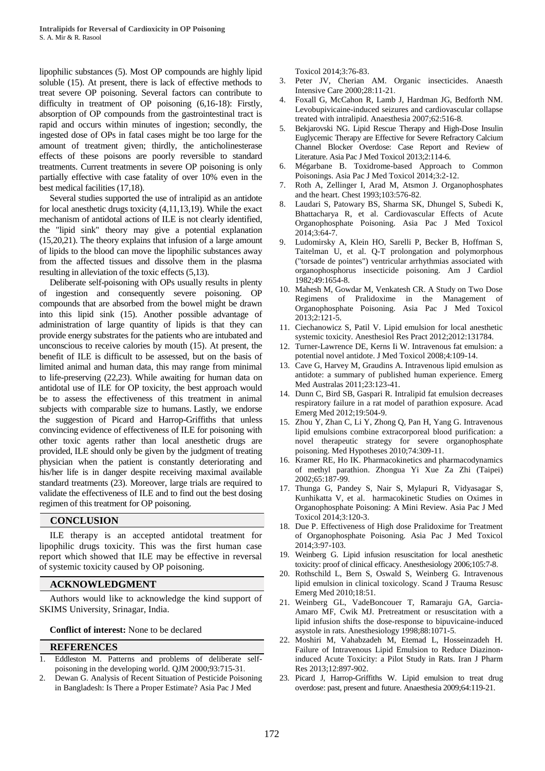lipophilic substances (5). Most OP compounds are highly lipid soluble (15). At present, there is lack of effective methods to treat severe OP poisoning. Several factors can contribute to difficulty in treatment of OP poisoning (6,16-18): Firstly, absorption of OP compounds from the gastrointestinal tract is rapid and occurs within minutes of ingestion; secondly, the ingested dose of OPs in fatal cases might be too large for the amount of treatment given; thirdly, the anticholinesterase effects of these poisons are poorly reversible to standard treatments. Current treatments in severe OP poisoning is only partially effective with case fatality of over 10% even in the best medical facilities (17,18).

Several studies supported the use of intralipid as an antidote for local anesthetic drugs toxicity (4,11,13,19). While the exact mechanism of antidotal actions of ILE is not clearly identified, the "lipid sink" theory may give a potential explanation (15,20,21). The theory explains that infusion of a large amount of lipids to the blood can move the lipophilic substances away from the affected tissues and dissolve them in the plasma resulting in alleviation of the toxic effects (5,13).

Deliberate self-poisoning with OPs usually results in plenty of ingestion and consequently severe poisoning. OP compounds that are absorbed from the bowel might be drawn into this lipid sink (15). Another possible advantage of administration of large quantity of lipids is that they can provide energy substrates for the patients who are intubated and unconscious to receive calories by mouth (15). At present, the benefit of ILE is difficult to be assessed, but on the basis of limited animal and human data, this may range from minimal to life-preserving (22,23). While awaiting for human data on antidotal use of ILE for OP toxicity, the best approach would be to assess the effectiveness of this treatment in animal subjects with comparable size to humans. Lastly, we endorse the suggestion of Picard and Harrop-Griffiths that unless convincing evidence of effectiveness of ILE for poisoning with other toxic agents rather than local anesthetic drugs are provided, ILE should only be given by the judgment of treating physician when the patient is constantly deteriorating and his/her life is in danger despite receiving maximal available standard treatments (23). Moreover, large trials are required to validate the effectiveness of ILE and to find out the best dosing regimen of this treatment for OP poisoning.

## CONCLUSION

ILE therapy is an accepted antidotal treatment for lipophilic drugs toxicity. This was the first human case report which showed that ILE may be effective in reversal of systemic toxicity caused by OP poisoning.

## ACKNOWLEDGMENT

Authors would like to acknowledge the kind support of SKIMS University, Srinagar, India.

**Conflict of interest:** None to be declared

## REFERENCES

1. Eddleston M. Patterns and problems of deliberate self-poisoning in the developing world. QJM 2000;93:715-31.
2. Dewan G. Analysis of Recent Situation of Pesticide Poisoning in Bangladesh: Is There a Proper Estimate? Asia Pac J Med Toxicol 2014;3:76-83.
3. Peter JV, Cherian AM. Organic insecticides. Anaesth Intensive Care 2000;28:11-21.
4. Foxall G, McCahon R, Lamb J, Hardman JG, Bedforth NM. Levobupivicaine-induced seizures and cardiovascular collapse treated with intralipid. Anaesthesia 2007;62:516-8.
5. Bekjarovski NG. Lipid Rescue Therapy and High-Dose Insulin Euglycemic Therapy are Effective for Severe Refractory Calcium Channel Blocker Overdose: Case Report and Review of Literature. Asia Pac J Med Toxicol 2013;2:114-6.
6. Mégarbane B. Toxidrome-based Approach to Common Poisonings. Asia Pac J Med Toxicol 2014;3:2-12.
7. Roth A, Zellinger I, Arad M, Atsmon J. Organophosphates and the heart. Chest 1993;103:576-82.
8. Laudari S, Patowary BS, Sharma SK, Dhungel S, Subedi K, Bhattacharya R, et al. Cardiovascular Effects of Acute Organophosphate Poisoning. Asia Pac J Med Toxicol 2014;3:64-7.
9. Ludomirsky A, Klein HO, Sarelli P, Becker B, Hoffman S, Taitelman U, et al. Q-T prolongation and polymorphous ("torsade de pointes") ventricular arrhythmias associated with organophosphorus insecticide poisoning. Am J Cardiol 1982;49:1654-8.
10. Mahesh M, Gowdar M, Venkatesh CR. A Study on Two Dose Regimens of Pralidoxime in the Management of Organophosphate Poisoning. Asia Pac J Med Toxicol 2013;2:121-5.
11. Ciechanowicz S, Patil V. Lipid emulsion for local anesthetic systemic toxicity. Anesthesiol Res Pract 2012;2012:131784.
12. Turner-Lawrence DE, Kerns Ii W. Intravenous fat emulsion: a potential novel antidote. J Med Toxicol 2008;4:109-14.
13. Cave G, Harvey M, Graudins A. Intravenous lipid emulsion as antidote: a summary of published human experience. Emerg Med Australas 2011;23:123-41.
14. Dunn C, Bird SB, Gaspari R. Intralipid fat emulsion decreases respiratory failure in a rat model of parathion exposure. Acad Emerg Med 2012;19:504-9.
15. Zhou Y, Zhan C, Li Y, Zhong Q, Pan H, Yang G. Intravenous lipid emulsions combine extracorporeal blood purification: a novel therapeutic strategy for severe organophosphate poisoning. Med Hypotheses 2010;74:309-11.
16. Kramer RE, Ho IK. Pharmacokinetics and pharmacodynamics of methyl parathion. Zhongua Yi Xue Za Zhi (Taipei) 2002;65:187-99.
17. Thunga G, Pandey S, Nair S, Mylapuri R, Vidyasagar S, Kunhikatta V, et al. harmacokinetic Studies on Oximes in Organophosphate Poisoning: A Mini Review. Asia Pac J Med Toxicol 2014;3:120-3.
18. Due P. Effectiveness of High dose Pralidoxime for Treatment of Organophosphate Poisoning. Asia Pac J Med Toxicol 2014;3:97-103.
19. Weinberg G. Lipid infusion resuscitation for local anesthetic toxicity: proof of clinical efficacy. Anesthesiology 2006;105:7-8.
20. Rothschild L, Bern S, Oswald S, Weinberg G. Intravenous lipid emulsion in clinical toxicology. Scand J Trauma Resusc Emerg Med 2010;18:51.
21. Weinberg GL, VadeBoncouer T, Ramaraju GA, Garcia-Amaro MF, Cwik MJ. Pretreatment or resuscitation with a lipid infusion shifts the dose-response to bipuvicaine-induced asystole in rats. Anesthesiology 1998;88:1071-5.
22. Moshiri M, Vahabzadeh M, Etemad L, Hosseinzadeh H. Failure of Intravenous Lipid Emulsion to Reduce Diazinon-induced Acute Toxicity: a Pilot Study in Rats. Iran J Pharm Res 2013;12:897-902.
23. Picard J, Harrop-Griffiths W. Lipid emulsion to treat drug overdose: past, present and future. Anaesthesia 2009;64:119-21.